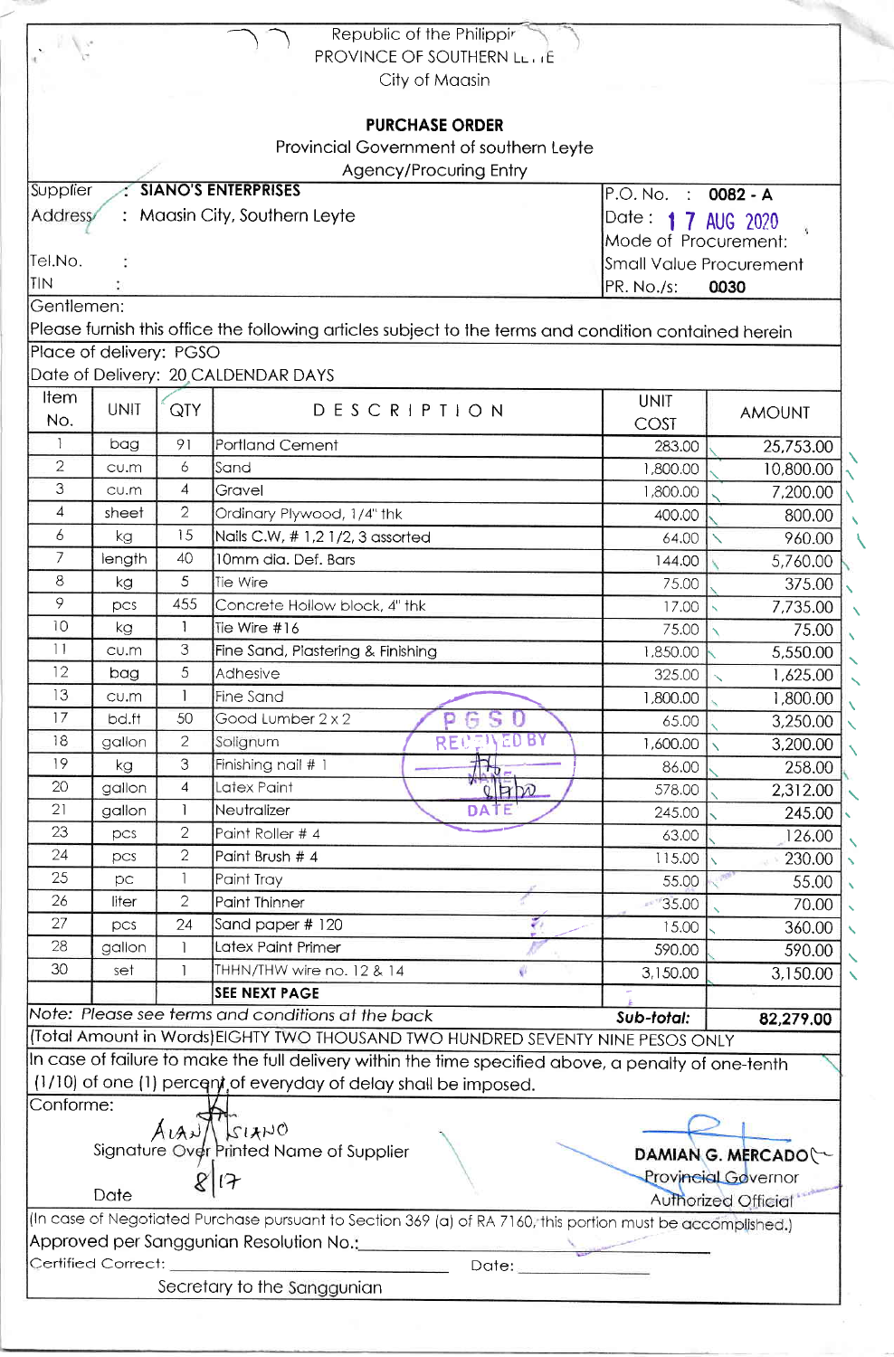Republic of the Philippines
PROVINCE OF SOUTHERN LEYTE
City of Maasin

# PURCHASE ORDER

Provincial Government of southern Leyte
Agency/Procuring Entry

| | |
|---|---|
| Supplier : **SIANO'S ENTERPRISES** | P.O. No. : **0082 - A** |
| Address : Maasin City, Southern Leyte | Date : **17 AUG 2020** |
| | Mode of Procurement: |
| Tel.No. : | Small Value Procurement |
| TIN : | PR. No./s: **0030** |

Gentlemen:

Please furnish this office the following articles subject to the terms and condition contained herein

Place of delivery: PGSO

Date of Delivery: 20 CALDENDAR DAYS

| Item No. | UNIT | QTY | DESCRIPTION | UNIT COST | AMOUNT |
|---|---|---|---|---|---|
| 1 | bag | 91 | Portland Cement | 283.00 | 25,753.00 |
| 2 | cu.m | 6 | Sand | 1,800.00 | 10,800.00 |
| 3 | cu.m | 4 | Gravel | 1,800.00 | 7,200.00 |
| 4 | sheet | 2 | Ordinary Plywood, 1/4" thk | 400.00 | 800.00 |
| 6 | kg | 15 | Nails C.W, # 1,2 1/2, 3 assorted | 64.00 | 960.00 |
| 7 | length | 40 | 10mm dia. Def. Bars | 144.00 | 5,760.00 |
| 8 | kg | 5 | Tie Wire | 75.00 | 375.00 |
| 9 | pcs | 455 | Concrete Hollow block, 4" thk | 17.00 | 7,735.00 |
| 10 | kg | 1 | Tie Wire #16 | 75.00 | 75.00 |
| 11 | cu.m | 3 | Fine Sand, Plastering & Finishing | 1,850.00 | 5,550.00 |
| 12 | bag | 5 | Adhesive | 325.00 | 1,625.00 |
| 13 | cu.m | 1 | Fine Sand | 1,800.00 | 1,800.00 |
| 17 | bd.ft | 50 | Good Lumber 2 x 2 | 65.00 | 3,250.00 |
| 18 | gallon | 2 | Solignum | 1,600.00 | 3,200.00 |
| 19 | kg | 3 | Finishing nail # 1 | 86.00 | 258.00 |
| 20 | gallon | 4 | Latex Paint | 578.00 | 2,312.00 |
| 21 | gallon | 1 | Neutralizer | 245.00 | 245.00 |
| 23 | pcs | 2 | Paint Roller # 4 | 63.00 | 126.00 |
| 24 | pcs | 2 | Paint Brush # 4 | 115.00 | 230.00 |
| 25 | pc | 1 | Paint Tray | 55.00 | 55.00 |
| 26 | liter | 2 | Paint Thinner | 35.00 | 70.00 |
| 27 | pcs | 24 | Sand paper # 120 | 15.00 | 360.00 |
| 28 | gallon | 1 | Latex Paint Primer | 590.00 | 590.00 |
| 30 | set | 1 | THHN/THW wire no. 12 & 14 | 3,150.00 | 3,150.00 |
| | | | **SEE NEXT PAGE** | | |

PGSO RECEIVED BY
NAME
DATE

*Note: Please see terms and conditions at the back* — ***Sub-total:*** **82,279.00**

(Total Amount in Words) EIGHTY TWO THOUSAND TWO HUNDRED SEVENTY NINE PESOS ONLY

In case of failure to make the full delivery within the time specified above, a penalty of one-tenth (1/10) of one (1) percent of everyday of delay shall be imposed.

Conforme:

ALAN SIANO
Signature Over Printed Name of Supplier

Date 8/17

**DAMIAN G. MERCADO**
Provincial Governor
Authorized Official

(In case of Negotiated Purchase pursuant to Section 369 (a) of RA 7160, this portion must be accomplished.)

Approved per Sanggunian Resolution No.:\_\_\_\_\_\_\_\_\_\_

Certified Correct: \_\_\_\_\_\_\_\_\_\_ Date: \_\_\_\_\_\_\_\_\_\_

Secretary to the Sanggunian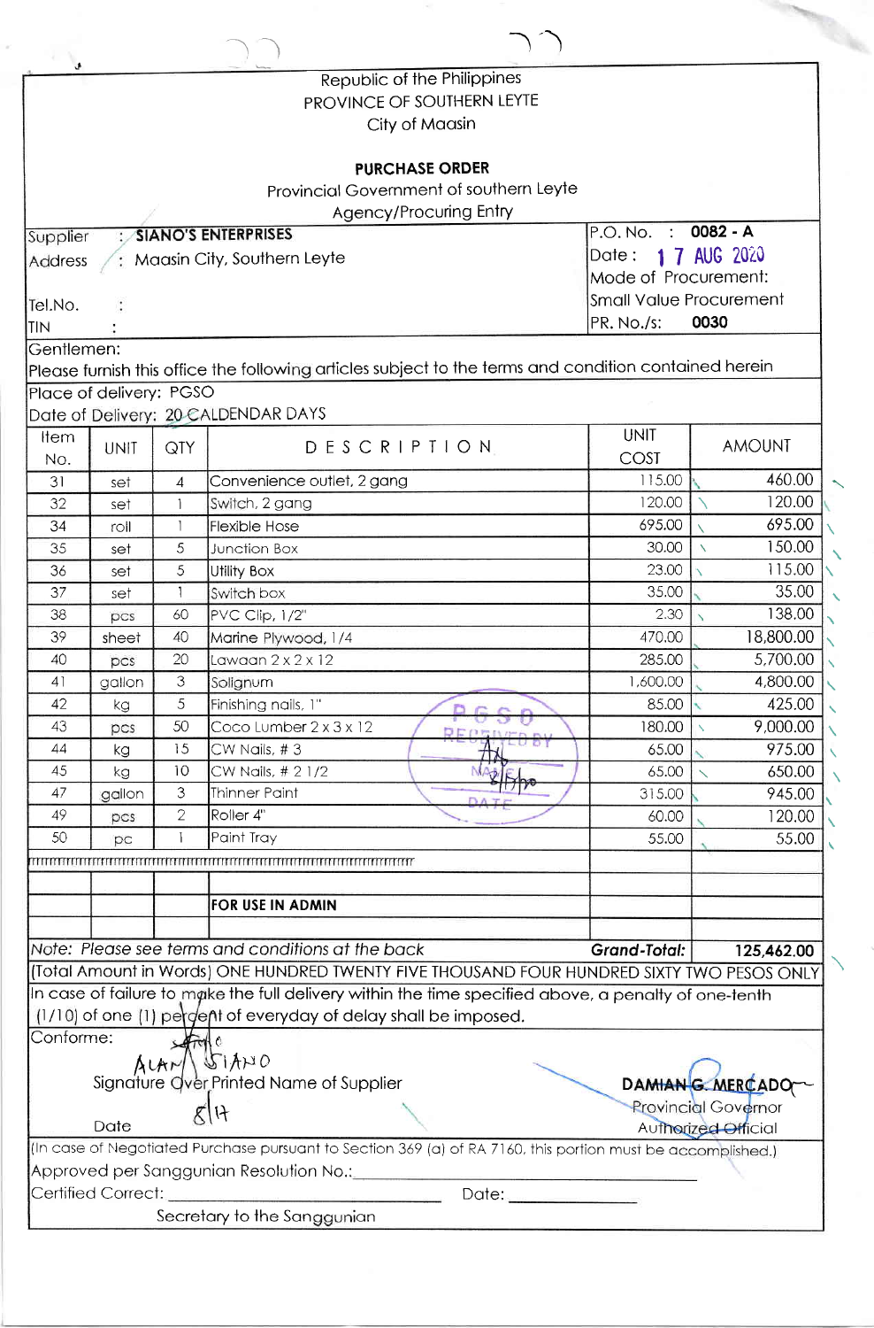Republic of the Philippines
PROVINCE OF SOUTHERN LEYTE
City of Maasin

**PURCHASE ORDER**

Provincial Government of southern Leyte
Agency/Procuring Entry

| | |
|---|---|
| Supplier : **SIANO'S ENTERPRISES** | P.O. No. : **0082 - A** |
| Address : Maasin City, Southern Leyte | Date : 17 AUG 2020 |
| | Mode of Procurement: |
| Tel.No. : | Small Value Procurement |
| TIN : | PR. No./s: **0030** |

Gentlemen:
Please furnish this office the following articles subject to the terms and condition contained herein

Place of delivery: PGSO
Date of Delivery: 20 CALDENDAR DAYS

| Item No. | UNIT | QTY | DESCRIPTION | UNIT COST | AMOUNT |
|---|---|---|---|---|---|
| 31 | set | 4 | Convenience outlet, 2 gang | 115.00 | 460.00 |
| 32 | set | 1 | Switch, 2 gang | 120.00 | 120.00 |
| 34 | roll | 1 | Flexible Hose | 695.00 | 695.00 |
| 35 | set | 5 | Junction Box | 30.00 | 150.00 |
| 36 | set | 5 | Utility Box | 23.00 | 115.00 |
| 37 | set | 1 | Switch box | 35.00 | 35.00 |
| 38 | pcs | 60 | PVC Clip, 1/2" | 2.30 | 138.00 |
| 39 | sheet | 40 | Marine Plywood, 1/4 | 470.00 | 18,800.00 |
| 40 | pcs | 20 | Lawaan 2 x 2 x 12 | 285.00 | 5,700.00 |
| 41 | gallon | 3 | Solignum | 1,600.00 | 4,800.00 |
| 42 | kg | 5 | Finishing nails, 1" | 85.00 | 425.00 |
| 43 | pcs | 50 | Coco Lumber 2 x 3 x 12 | 180.00 | 9,000.00 |
| 44 | kg | 15 | CW Nails, # 3 | 65.00 | 975.00 |
| 45 | kg | 10 | CW Nails, # 2 1/2 | 65.00 | 650.00 |
| 47 | gallon | 3 | Thinner Paint | 315.00 | 945.00 |
| 49 | pcs | 2 | Roller 4" | 60.00 | 120.00 |
| 50 | pc | 1 | Paint Tray | 55.00 | 55.00 |
| | | | | | |
| | | | **FOR USE IN ADMIN** | | |
| *Note: Please see terms and conditions at the back* | | | | ***Grand-Total:*** | **125,462.00** |

(Total Amount in Words) ONE HUNDRED TWENTY FIVE THOUSAND FOUR HUNDRED SIXTY TWO PESOS ONLY

In case of failure to make the full delivery within the time specified above, a penalty of one-tenth (1/10) of one (1) percent of everyday of delay shall be imposed.

Conforme:

ALAN SIANO
Signature Over Printed Name of Supplier

Date 8/14

**DAMIAN G. MERCADO**
Provincial Governor
Authorized Official

(In case of Negotiated Purchase pursuant to Section 369 (a) of RA 7160, this portion must be accomplished.)

Approved per Sanggunian Resolution No.:\_\_\_\_\_\_\_\_\_\_\_\_\_\_\_\_\_\_\_\_

Certified Correct: \_\_\_\_\_\_\_\_\_\_\_\_\_\_\_\_\_\_\_\_ Date: \_\_\_\_\_\_\_\_\_\_

Secretary to the Sanggunian

PGSO RECEIVED BY
NAME
DATE 8/15/20